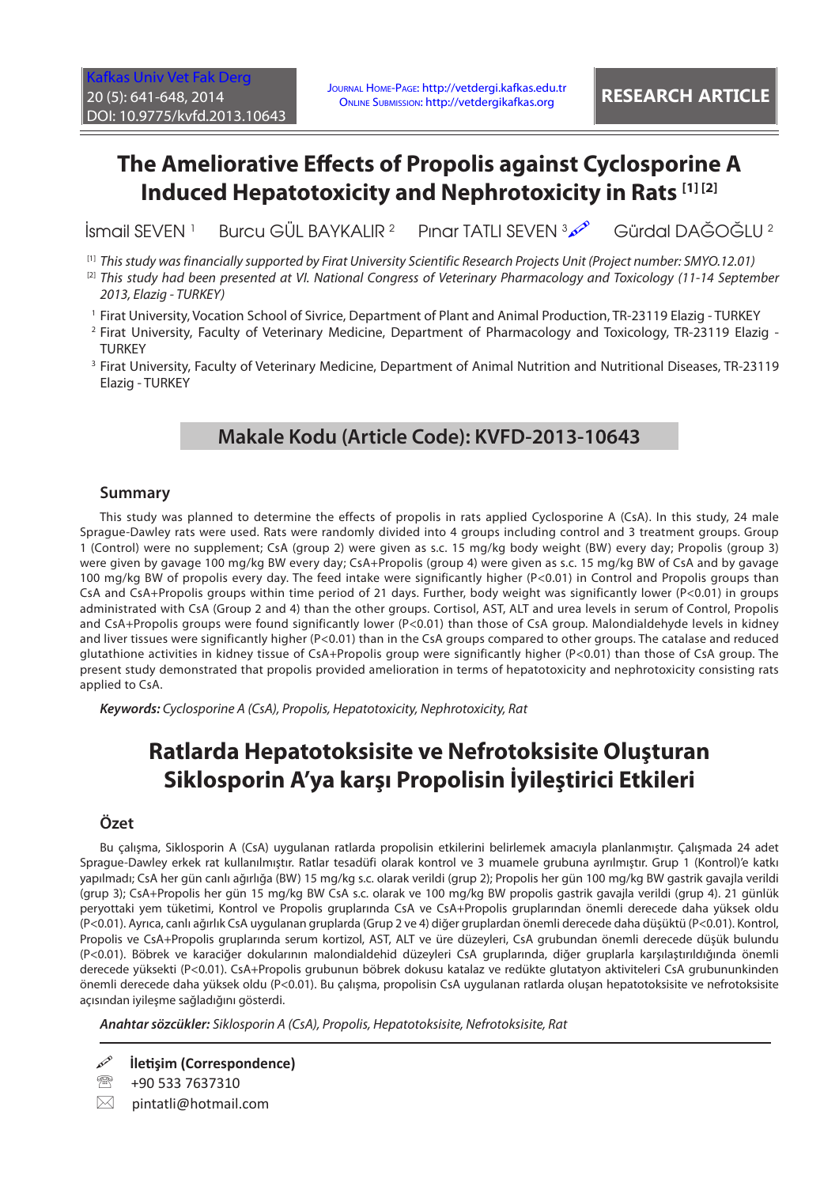RESEARCH ARTICLE

Journal Home-Page: http://vetdergi.kafkas.edu.tr
Online Submission: http://vetdergikafkas.org

# The Ameliorative Effects of Propolis against Cyclosporine A Induced Hepatotoxicity and Nephrotoxicity in Rats [1] [2]

İsmail SEVEN [1] Burcu GÜL BAYKALIR [2] Pınar TATLI SEVEN [3] Gürdal DAĞOĞLU [2]

[1] *This study was financially supported by Firat University Scientific Research Projects Unit (Project number: SMYO.12.01)*

[2] *This study had been presented at VI. National Congress of Veterinary Pharmacology and Toxicology (11-14 September 2013, Elazig - TURKEY)*

[1] Firat University, Vocation School of Sivrice, Department of Plant and Animal Production, TR-23119 Elazig - TURKEY

[2] Firat University, Faculty of Veterinary Medicine, Department of Pharmacology and Toxicology, TR-23119 Elazig - TURKEY

[3] Firat University, Faculty of Veterinary Medicine, Department of Animal Nutrition and Nutritional Diseases, TR-23119 Elazig - TURKEY

## Makale Kodu (Article Code): KVFD-2013-10643

### Summary

This study was planned to determine the effects of propolis in rats applied Cyclosporine A (CsA). In this study, 24 male Sprague-Dawley rats were used. Rats were randomly divided into 4 groups including control and 3 treatment groups. Group 1 (Control) were no supplement; CsA (group 2) were given as s.c. 15 mg/kg body weight (BW) every day; Propolis (group 3) were given by gavage 100 mg/kg BW every day; CsA+Propolis (group 4) were given as s.c. 15 mg/kg BW of CsA and by gavage 100 mg/kg BW of propolis every day. The feed intake were significantly higher (P<0.01) in Control and Propolis groups than CsA and CsA+Propolis groups within time period of 21 days. Further, body weight was significantly lower (P<0.01) in groups administrated with CsA (Group 2 and 4) than the other groups. Cortisol, AST, ALT and urea levels in serum of Control, Propolis and CsA+Propolis groups were found significantly lower (P<0.01) than those of CsA group. Malondialdehyde levels in kidney and liver tissues were significantly higher (P<0.01) than in the CsA groups compared to other groups. The catalase and reduced glutathione activities in kidney tissue of CsA+Propolis group were significantly higher (P<0.01) than those of CsA group. The present study demonstrated that propolis provided amelioration in terms of hepatotoxicity and nephrotoxicity consisting rats applied to CsA.

***Keywords:*** *Cyclosporine A (CsA), Propolis, Hepatotoxicity, Nephrotoxicity, Rat*

# Ratlarda Hepatotoksisite ve Nefrotoksisite Oluşturan Siklosporin A'ya karşı Propolisin İyileştirici Etkileri

### Özet

Bu çalışma, Siklosporin A (CsA) uygulanan ratlarda propolisin etkilerini belirlemek amacıyla planlanmıştır. Çalışmada 24 adet Sprague-Dawley erkek rat kullanılmıştır. Ratlar tesadüfi olarak kontrol ve 3 muamele grubuna ayrılmıştır. Grup 1 (Kontrol)'e katkı yapılmadı; CsA her gün canlı ağırlığa (BW) 15 mg/kg s.c. olarak verildi (grup 2); Propolis her gün 100 mg/kg BW gastrik gavajla verildi (grup 3); CsA+Propolis her gün 15 mg/kg BW CsA s.c. olarak ve 100 mg/kg BW propolis gastrik gavajla verildi (grup 4). 21 günlük peryottaki yem tüketimi, Kontrol ve Propolis gruplarında CsA ve CsA+Propolis gruplarından önemli derecede daha yüksek oldu (P<0.01). Ayrıca, canlı ağırlık CsA uygulanan gruplarda (Grup 2 ve 4) diğer gruplardan önemli derecede daha düşüktü (P<0.01). Kontrol, Propolis ve CsA+Propolis gruplarında serum kortizol, AST, ALT ve üre düzeyleri, CsA grubundan önemli derecede düşük bulundu (P<0.01). Böbrek ve karaciğer dokularının malondialdehid düzeyleri CsA gruplarında, diğer gruplarla karşılaştırıldığında önemli derecede yüksekti (P<0.01). CsA+Propolis grubunun böbrek dokusu katalaz ve redükte glutatyon aktiviteleri CsA grubununkinden önemli derecede daha yüksek oldu (P<0.01). Bu çalışma, propolisin CsA uygulanan ratlarda oluşan hepatotoksisite ve nefrotoksisite açısından iyileşme sağladığını gösterdi.

***Anahtar sözcükler:*** *Siklosporin A (CsA), Propolis, Hepatotoksisite, Nefrotoksisite, Rat*

**İletişim (Correspondence)**

+90 533 7637310

pintatli@hotmail.com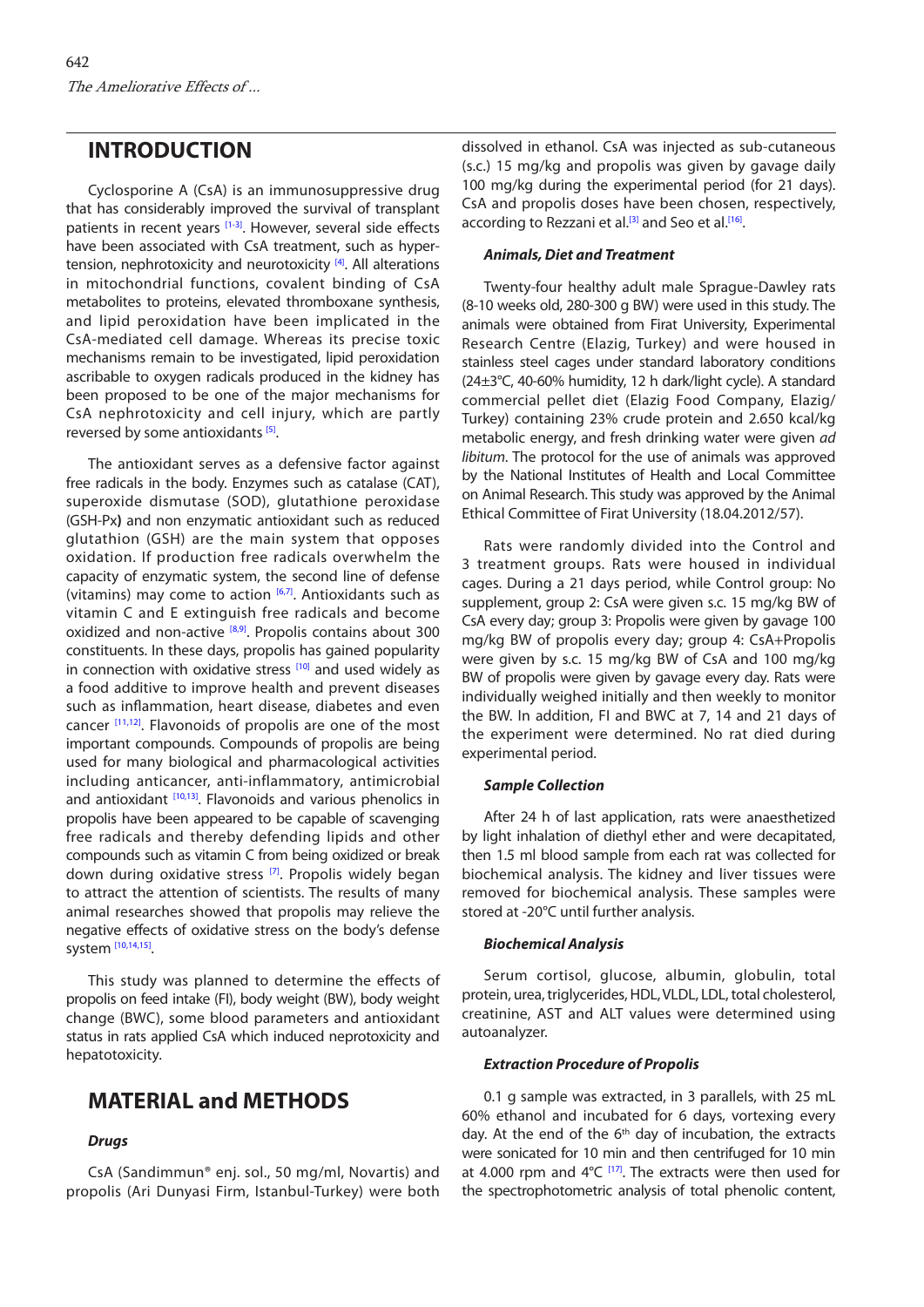## INTRODUCTION

Cyclosporine A (CsA) is an immunosuppressive drug that has considerably improved the survival of transplant patients in recent years [1-3]. However, several side effects have been associated with CsA treatment, such as hypertension, nephrotoxicity and neurotoxicity [4]. All alterations in mitochondrial functions, covalent binding of CsA metabolites to proteins, elevated thromboxane synthesis, and lipid peroxidation have been implicated in the CsA-mediated cell damage. Whereas its precise toxic mechanisms remain to be investigated, lipid peroxidation ascribable to oxygen radicals produced in the kidney has been proposed to be one of the major mechanisms for CsA nephrotoxicity and cell injury, which are partly reversed by some antioxidants [5].

The antioxidant serves as a defensive factor against free radicals in the body. Enzymes such as catalase (CAT), superoxide dismutase (SOD), glutathione peroxidase (GSH-Px**)** and non enzymatic antioxidant such as reduced glutathion (GSH) are the main system that opposes oxidation. If production free radicals overwhelm the capacity of enzymatic system, the second line of defense (vitamins) may come to action [6,7]. Antioxidants such as vitamin C and E extinguish free radicals and become oxidized and non-active [8,9]. Propolis contains about 300 constituents. In these days, propolis has gained popularity in connection with oxidative stress [10] and used widely as a food additive to improve health and prevent diseases such as inflammation, heart disease, diabetes and even cancer [11,12]. Flavonoids of propolis are one of the most important compounds. Compounds of propolis are being used for many biological and pharmacological activities including anticancer, anti-inflammatory, antimicrobial and antioxidant [10,13]. Flavonoids and various phenolics in propolis have been appeared to be capable of scavenging free radicals and thereby defending lipids and other compounds such as vitamin C from being oxidized or break down during oxidative stress [7]. Propolis widely began to attract the attention of scientists. The results of many animal researches showed that propolis may relieve the negative effects of oxidative stress on the body's defense system [10,14,15].

This study was planned to determine the effects of propolis on feed intake (FI), body weight (BW), body weight change (BWC), some blood parameters and antioxidant status in rats applied CsA which induced neprotoxicity and hepatotoxicity.

## MATERIAL and METHODS

### *Drugs*

CsA (Sandimmun® enj. sol., 50 mg/ml, Novartis) and propolis (Ari Dunyasi Firm, Istanbul-Turkey) were both dissolved in ethanol. CsA was injected as sub-cutaneous (s.c.) 15 mg/kg and propolis was given by gavage daily 100 mg/kg during the experimental period (for 21 days). CsA and propolis doses have been chosen, respectively, according to Rezzani et al.[3] and Seo et al.[16].

### *Animals, Diet and Treatment*

Twenty-four healthy adult male Sprague-Dawley rats (8-10 weeks old, 280-300 g BW) were used in this study. The animals were obtained from Firat University, Experimental Research Centre (Elazig, Turkey) and were housed in stainless steel cages under standard laboratory conditions (24±3°C, 40-60% humidity, 12 h dark/light cycle). A standard commercial pellet diet (Elazig Food Company, Elazig/Turkey) containing 23% crude protein and 2.650 kcal/kg metabolic energy, and fresh drinking water were given *ad libitum*. The protocol for the use of animals was approved by the National Institutes of Health and Local Committee on Animal Research. This study was approved by the Animal Ethical Committee of Firat University (18.04.2012/57).

Rats were randomly divided into the Control and 3 treatment groups. Rats were housed in individual cages. During a 21 days period, while Control group: No supplement, group 2: CsA were given s.c. 15 mg/kg BW of CsA every day; group 3: Propolis were given by gavage 100 mg/kg BW of propolis every day; group 4: CsA+Propolis were given by s.c. 15 mg/kg BW of CsA and 100 mg/kg BW of propolis were given by gavage every day. Rats were individually weighed initially and then weekly to monitor the BW. In addition, FI and BWC at 7, 14 and 21 days of the experiment were determined. No rat died during experimental period.

### *Sample Collection*

After 24 h of last application, rats were anaesthetized by light inhalation of diethyl ether and were decapitated, then 1.5 ml blood sample from each rat was collected for biochemical analysis. The kidney and liver tissues were removed for biochemical analysis. These samples were stored at -20°C until further analysis.

### *Biochemical Analysis*

Serum cortisol, glucose, albumin, globulin, total protein, urea, triglycerides, HDL, VLDL, LDL, total cholesterol, creatinine, AST and ALT values were determined using autoanalyzer.

### *Extraction Procedure of Propolis*

0.1 g sample was extracted, in 3 parallels, with 25 mL 60% ethanol and incubated for 6 days, vortexing every day. At the end of the 6th day of incubation, the extracts were sonicated for 10 min and then centrifuged for 10 min at 4.000 rpm and 4°C [17]. The extracts were then used for the spectrophotometric analysis of total phenolic content,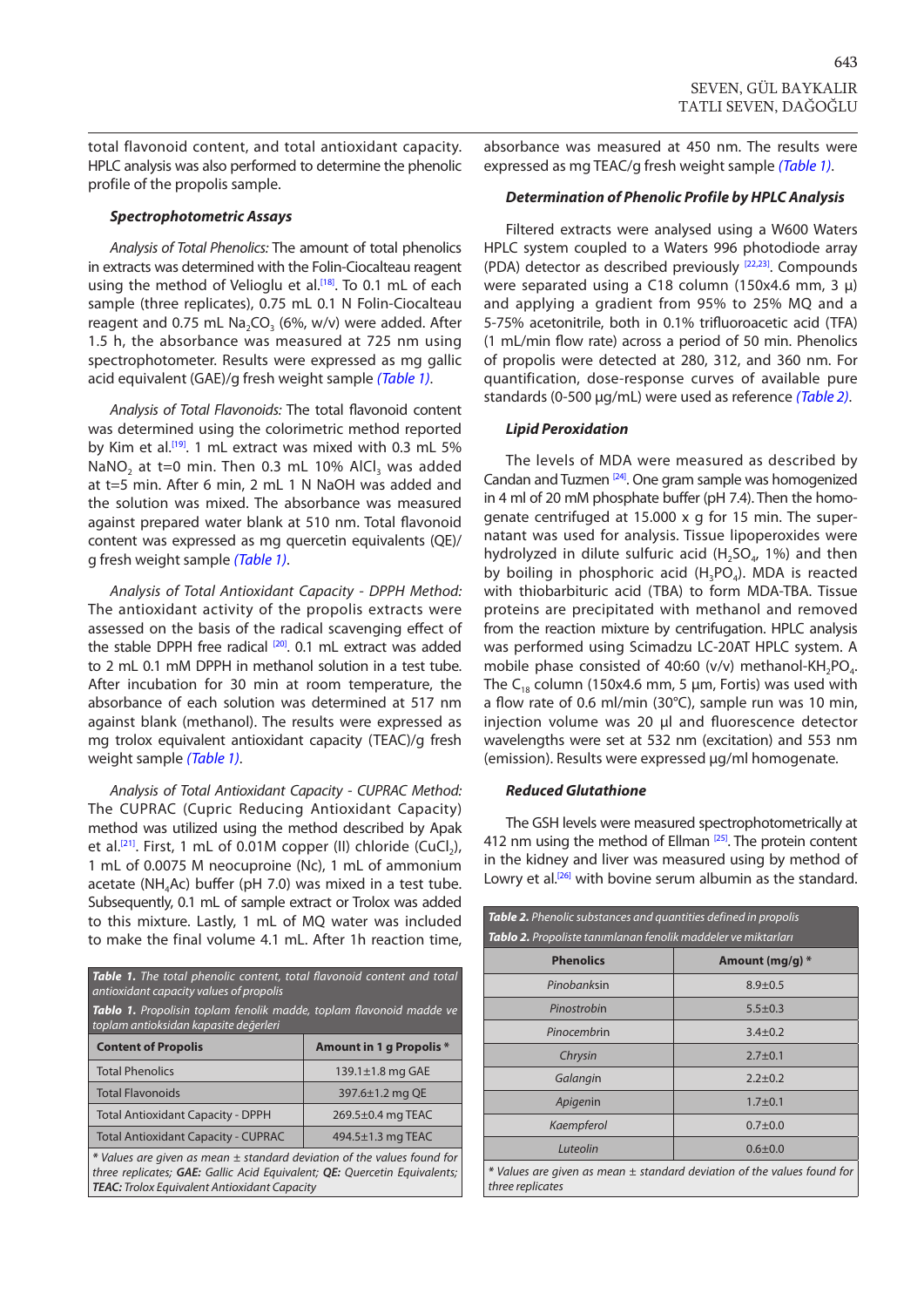total flavonoid content, and total antioxidant capacity. HPLC analysis was also performed to determine the phenolic profile of the propolis sample.

### Spectrophotometric Assays

*Analysis of Total Phenolics:* The amount of total phenolics in extracts was determined with the Folin-Ciocalteau reagent using the method of Velioglu et al.[18]. To 0.1 mL of each sample (three replicates), 0.75 mL 0.1 N Folin-Ciocalteau reagent and 0.75 mL $Na_2CO_3$ (6%, w/v) were added. After 1.5 h, the absorbance was measured at 725 nm using spectrophotometer. Results were expressed as mg gallic acid equivalent (GAE)/g fresh weight sample (Table 1).

*Analysis of Total Flavonoids:* The total flavonoid content was determined using the colorimetric method reported by Kim et al.[19]. 1 mL extract was mixed with 0.3 mL 5% $NaNO_2$ at t=0 min. Then 0.3 mL 10% $AlCl_3$ was added at t=5 min. After 6 min, 2 mL 1 N NaOH was added and the solution was mixed. The absorbance was measured against prepared water blank at 510 nm. Total flavonoid content was expressed as mg quercetin equivalents (QE)/g fresh weight sample (Table 1).

*Analysis of Total Antioxidant Capacity - DPPH Method:* The antioxidant activity of the propolis extracts were assessed on the basis of the radical scavenging effect of the stable DPPH free radical [20]. 0.1 mL extract was added to 2 mL 0.1 mM DPPH in methanol solution in a test tube. After incubation for 30 min at room temperature, the absorbance of each solution was determined at 517 nm against blank (methanol). The results were expressed as mg trolox equivalent antioxidant capacity (TEAC)/g fresh weight sample (Table 1).

*Analysis of Total Antioxidant Capacity - CUPRAC Method:* The CUPRAC (Cupric Reducing Antioxidant Capacity) method was utilized using the method described by Apak et al.[21]. First, 1 mL of 0.01M copper (II) chloride ($CuCl_2$), 1 mL of 0.0075 M neocuproine (Nc), 1 mL of ammonium acetate ($NH_4Ac$) buffer (pH 7.0) was mixed in a test tube. Subsequently, 0.1 mL of sample extract or Trolox was added to this mixture. Lastly, 1 mL of MQ water was included to make the final volume 4.1 mL. After 1h reaction time, absorbance was measured at 450 nm. The results were expressed as mg TEAC/g fresh weight sample (Table 1).

**Table 1.** *The total phenolic content, total flavonoid content and total antioxidant capacity values of propolis*

**Tablo 1.** *Propolisin toplam fenolik madde, toplam flavonoid madde ve toplam antioksidan kapasite değerleri*

| Content of Propolis | Amount in 1 g Propolis * |
|---|---|
| Total Phenolics | 139.1±1.8 mg GAE |
| Total Flavonoids | 397.6±1.2 mg QE |
| Total Antioxidant Capacity - DPPH | 269.5±0.4 mg TEAC |
| Total Antioxidant Capacity - CUPRAC | 494.5±1.3 mg TEAC |

*\* Values are given as mean ± standard deviation of the values found for three replicates; **GAE:** Gallic Acid Equivalent; **QE:** Quercetin Equivalents; **TEAC:** Trolox Equivalent Antioxidant Capacity*

### Determination of Phenolic Profile by HPLC Analysis

Filtered extracts were analysed using a W600 Waters HPLC system coupled to a Waters 996 photodiode array (PDA) detector as described previously [22,23]. Compounds were separated using a C18 column (150x4.6 mm, 3 µ) and applying a gradient from 95% to 25% MQ and a 5-75% acetonitrile, both in 0.1% trifluoroacetic acid (TFA) (1 mL/min flow rate) across a period of 50 min. Phenolics of propolis were detected at 280, 312, and 360 nm. For quantification, dose-response curves of available pure standards (0-500 µg/mL) were used as reference (Table 2).

### Lipid Peroxidation

The levels of MDA were measured as described by Candan and Tuzmen [24]. One gram sample was homogenized in 4 ml of 20 mM phosphate buffer (pH 7.4). Then the homogenate centrifuged at 15.000 x g for 15 min. The supernatant was used for analysis. Tissue lipoperoxides were hydrolyzed in dilute sulfuric acid ($H_2SO_4$, 1%) and then by boiling in phosphoric acid ($H_3PO_4$). MDA is reacted with thiobarbituric acid (TBA) to form MDA-TBA. Tissue proteins are precipitated with methanol and removed from the reaction mixture by centrifugation. HPLC analysis was performed using Scimadzu LC-20AT HPLC system. A mobile phase consisted of 40:60 (v/v) methanol-$KH_2PO_4$. The $C_{18}$ column (150x4.6 mm, 5 µm, Fortis) was used with a flow rate of 0.6 ml/min (30°C), sample run was 10 min, injection volume was 20 µl and fluorescence detector wavelengths were set at 532 nm (excitation) and 553 nm (emission). Results were expressed µg/ml homogenate.

### Reduced Glutathione

The GSH levels were measured spectrophotometrically at 412 nm using the method of Ellman [25]. The protein content in the kidney and liver was measured using by method of Lowry et al.[26] with bovine serum albumin as the standard.

**Table 2.** *Phenolic substances and quantities defined in propolis*

**Tablo 2.** *Propoliste tanımlanan fenolik maddeler ve miktarları*

| Phenolics | Amount (mg/g) * |
|---|---|
| *Pinobanksin* | 8.9±0.5 |
| *Pinostrobin* | 5.5±0.3 |
| *Pinocembrin* | 3.4±0.2 |
| *Chrysin* | 2.7±0.1 |
| *Galangin* | 2.2±0.2 |
| *Apigenin* | 1.7±0.1 |
| *Kaempferol* | 0.7±0.0 |
| *Luteolin* | 0.6±0.0 |

*\* Values are given as mean ± standard deviation of the values found for three replicates*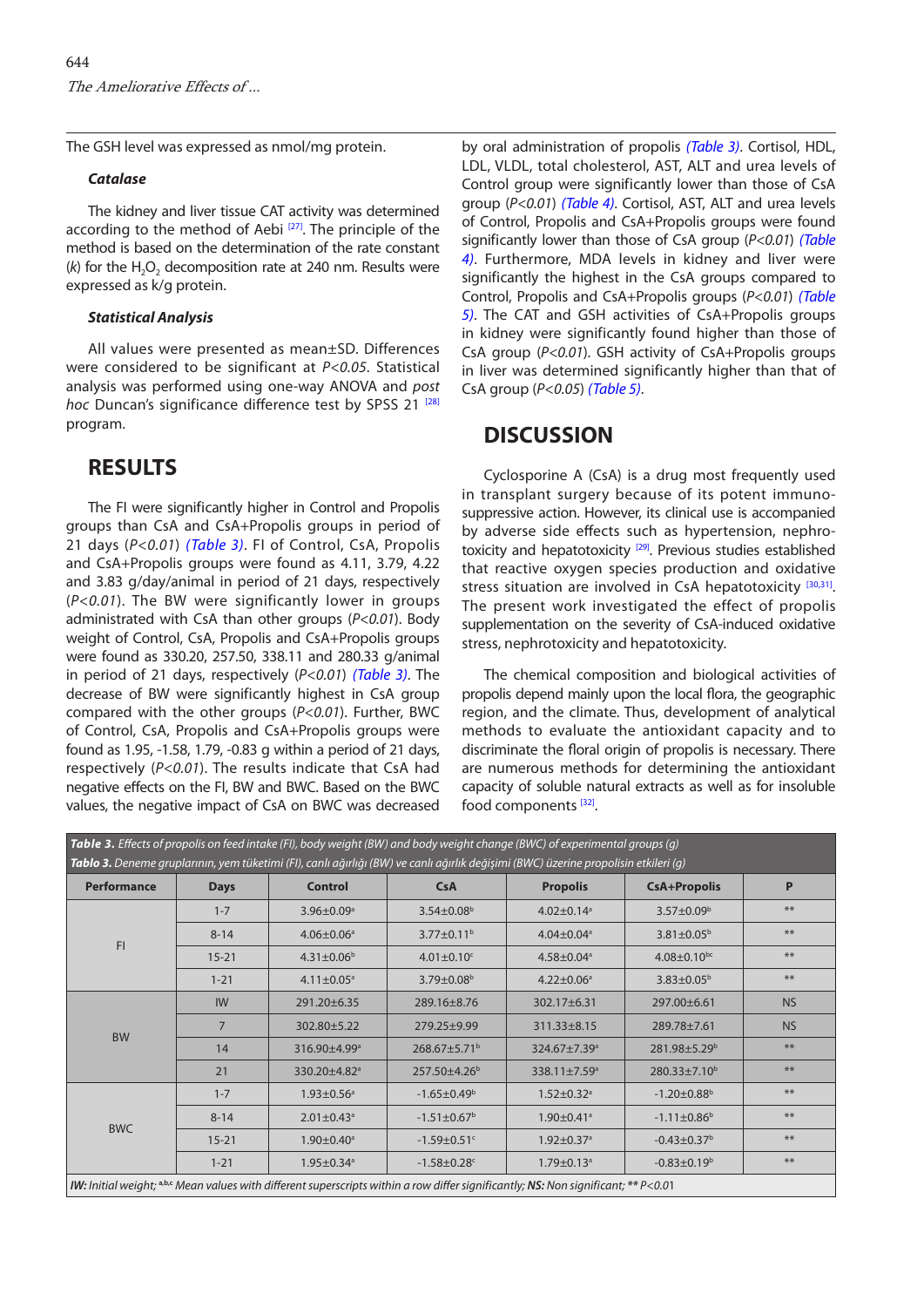The GSH level was expressed as nmol/mg protein.

### *Catalase*

The kidney and liver tissue CAT activity was determined according to the method of Aebi [27]. The principle of the method is based on the determination of the rate constant (*k*) for the $H_2O_2$ decomposition rate at 240 nm. Results were expressed as k/g protein.

### *Statistical Analysis*

All values were presented as mean±SD. Differences were considered to be significant at *P<0.05*. Statistical analysis was performed using one-way ANOVA and *post hoc* Duncan's significance difference test by SPSS 21 [28] program.

## RESULTS

The FI were significantly higher in Control and Propolis groups than CsA and CsA+Propolis groups in period of 21 days (*P<0.01*) *(Table 3)*. FI of Control, CsA, Propolis and CsA+Propolis groups were found as 4.11, 3.79, 4.22 and 3.83 g/day/animal in period of 21 days, respectively (*P<0.01*). The BW were significantly lower in groups administrated with CsA than other groups (*P<0.01*). Body weight of Control, CsA, Propolis and CsA+Propolis groups were found as 330.20, 257.50, 338.11 and 280.33 g/animal in period of 21 days, respectively (*P<0.01*) *(Table 3)*. The decrease of BW were significantly highest in CsA group compared with the other groups (*P<0.01*). Further, BWC of Control, CsA, Propolis and CsA+Propolis groups were found as 1.95, -1.58, 1.79, -0.83 g within a period of 21 days, respectively (*P<0.01*). The results indicate that CsA had negative effects on the FI, BW and BWC. Based on the BWC values, the negative impact of CsA on BWC was decreased by oral administration of propolis *(Table 3)*. Cortisol, HDL, LDL, VLDL, total cholesterol, AST, ALT and urea levels of Control group were significantly lower than those of CsA group (*P<0.01*) *(Table 4)*. Cortisol, AST, ALT and urea levels of Control, Propolis and CsA+Propolis groups were found significantly lower than those of CsA group (*P<0.01*) *(Table 4)*. Furthermore, MDA levels in kidney and liver were significantly the highest in the CsA groups compared to Control, Propolis and CsA+Propolis groups (*P<0.01*) *(Table 5)*. The CAT and GSH activities of CsA+Propolis groups in kidney were significantly found higher than those of CsA group (*P<0.01*). GSH activity of CsA+Propolis groups in liver was determined significantly higher than that of CsA group (*P<0.05*) *(Table 5)*.

## DISCUSSION

Cyclosporine A (CsA) is a drug most frequently used in transplant surgery because of its potent immunosuppressive action. However, its clinical use is accompanied by adverse side effects such as hypertension, nephrotoxicity and hepatotoxicity [29]. Previous studies established that reactive oxygen species production and oxidative stress situation are involved in CsA hepatotoxicity [30,31]. The present work investigated the effect of propolis supplementation on the severity of CsA-induced oxidative stress, nephrotoxicity and hepatotoxicity.

The chemical composition and biological activities of propolis depend mainly upon the local flora, the geographic region, and the climate. Thus, development of analytical methods to evaluate the antioxidant capacity and to discriminate the floral origin of propolis is necessary. There are numerous methods for determining the antioxidant capacity of soluble natural extracts as well as for insoluble food components [32].

***Table 3.*** *Effects of propolis on feed intake (FI), body weight (BW) and body weight change (BWC) of experimental groups (g)*
***Tablo 3.*** *Deneme gruplarının, yem tüketimi (FI), canlı ağırlığı (BW) ve canlı ağırlık değişimi (BWC) üzerine propolisin etkileri (g)*

| Performance | Days | Control | CsA | Propolis | CsA+Propolis | P |
|---|---|---|---|---|---|---|
| FI | 1-7 | 3.96±0.09[a] | 3.54±0.08[b] | 4.02±0.14[a] | 3.57±0.09[b] | ** |
| | 8-14 | 4.06±0.06[a] | 3.77±0.11[b] | 4.04±0.04[a] | 3.81±0.05[b] | ** |
| | 15-21 | 4.31±0.06[b] | 4.01±0.10[c] | 4.58±0.04[a] | 4.08±0.10[bc] | ** |
| | 1-21 | 4.11±0.05[a] | 3.79±0.08[b] | 4.22±0.06[a] | 3.83±0.05[b] | ** |
| BW | IW | 291.20±6.35 | 289.16±8.76 | 302.17±6.31 | 297.00±6.61 | NS |
| | 7 | 302.80±5.22 | 279.25±9.99 | 311.33±8.15 | 289.78±7.61 | NS |
| | 14 | 316.90±4.99[a] | 268.67±5.71[b] | 324.67±7.39[a] | 281.98±5.29[b] | ** |
| | 21 | 330.20±4.82[a] | 257.50±4.26[b] | 338.11±7.59[a] | 280.33±7.10[b] | ** |
| BWC | 1-7 | 1.93±0.56[a] | -1.65±0.49[b] | 1.52±0.32[a] | -1.20±0.88[b] | ** |
| | 8-14 | 2.01±0.43[a] | -1.51±0.67[b] | 1.90±0.41[a] | -1.11±0.86[b] | ** |
| | 15-21 | 1.90±0.40[a] | -1.59±0.51[c] | 1.92±0.37[a] | -0.43±0.37[b] | ** |
| | 1-21 | 1.95±0.34[a] | -1.58±0.28[c] | 1.79±0.13[a] | -0.83±0.19[b] | ** |

***IW:*** *Initial weight;* [a,b,c] *Mean values with different superscripts within a row differ significantly;* ***NS:*** *Non significant; \*\* P<0.01*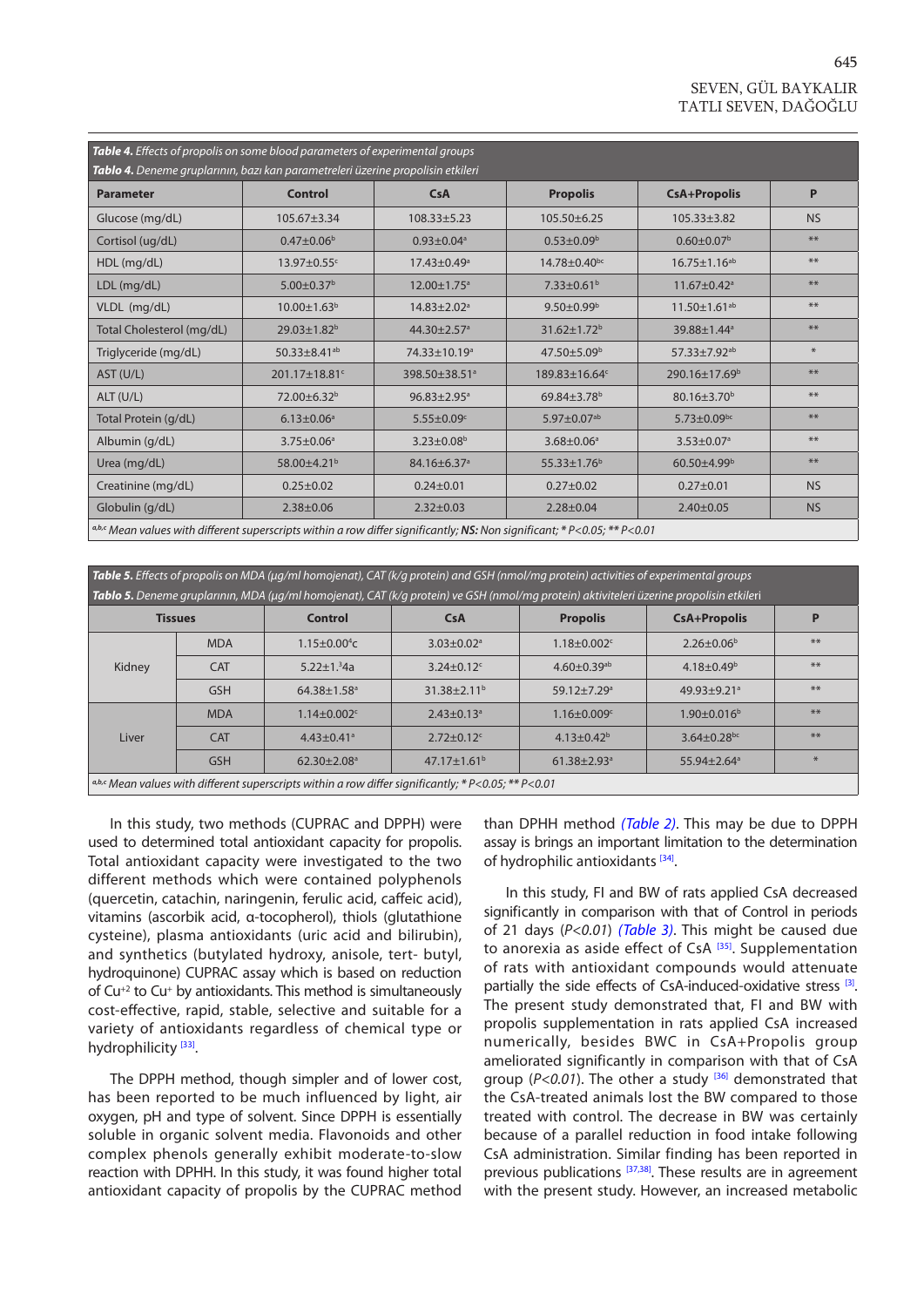**Table 4.** *Effects of propolis on some blood parameters of experimental groups*
**Tablo 4.** *Deneme gruplarının, bazı kan parametreleri üzerine propolisin etkileri*

| Parameter | Control | CsA | Propolis | CsA+Propolis | P |
|---|---|---|---|---|---|
| Glucose (mg/dL) | 105.67±3.34 | 108.33±5.23 | 105.50±6.25 | 105.33±3.82 | NS |
| Cortisol (ug/dL) | 0.47±0.06[b] | 0.93±0.04[a] | 0.53±0.09[b] | 0.60±0.07[b] | ** |
| HDL (mg/dL) | 13.97±0.55[c] | 17.43±0.49[a] | 14.78±0.40[bc] | 16.75±1.16[ab] | ** |
| LDL (mg/dL) | 5.00±0.37[b] | 12.00±1.75[a] | 7.33±0.61[b] | 11.67±0.42[a] | ** |
| VLDL (mg/dL) | 10.00±1.63[b] | 14.83±2.02[a] | 9.50±0.99[b] | 11.50±1.61[ab] | ** |
| Total Cholesterol (mg/dL) | 29.03±1.82[b] | 44.30±2.57[a] | 31.62±1.72[b] | 39.88±1.44[a] | ** |
| Triglyceride (mg/dL) | 50.33±8.41[ab] | 74.33±10.19[a] | 47.50±5.09[b] | 57.33±7.92[ab] | * |
| AST (U/L) | 201.17±18.81[c] | 398.50±38.51[a] | 189.83±16.64[c] | 290.16±17.69[b] | ** |
| ALT (U/L) | 72.00±6.32[b] | 96.83±2.95[a] | 69.84±3.78[b] | 80.16±3.70[b] | ** |
| Total Protein (g/dL) | 6.13±0.06[a] | 5.55±0.09[c] | 5.97±0.07[ab] | 5.73±0.09[bc] | ** |
| Albumin (g/dL) | 3.75±0.06[a] | 3.23±0.08[b] | 3.68±0.06[a] | 3.53±0.07[a] | ** |
| Urea (mg/dL) | 58.00±4.21[b] | 84.16±6.37[a] | 55.33±1.76[b] | 60.50±4.99[b] | ** |
| Creatinine (mg/dL) | 0.25±0.02 | 0.24±0.01 | 0.27±0.02 | 0.27±0.01 | NS |
| Globulin (g/dL) | 2.38±0.06 | 2.32±0.03 | 2.28±0.04 | 2.40±0.05 | NS |

[a,b,c] *Mean values with different superscripts within a row differ significantly;* ***NS:*** *Non significant; * P<0.05; ** P<0.01*

**Table 5.** *Effects of propolis on MDA (µg/ml homojenat), CAT (k/g protein) and GSH (nmol/mg protein) activities of experimental groups*
**Tablo 5.** *Deneme gruplarının, MDA (µg/ml homojenat), CAT (k/g protein) ve GSH (nmol/mg protein) aktiviteleri üzerine propolisin etkileri*

| Tissues | | Control | CsA | Propolis | CsA+Propolis | P |
|---|---|---|---|---|---|---|
| Kidney | MDA | 1.15±0.00[4]c | 3.03±0.02[a] | 1.18±0.002[c] | 2.26±0.06[b] | ** |
| | CAT | 5.22±1.[3]4a | 3.24±0.12[c] | 4.60±0.39[ab] | 4.18±0.49[b] | ** |
| | GSH | 64.38±1.58[a] | 31.38±2.11[b] | 59.12±7.29[a] | 49.93±9.21[a] | ** |
| Liver | MDA | 1.14±0.002[c] | 2.43±0.13[a] | 1.16±0.009[c] | 1.90±0.016[b] | ** |
| | CAT | 4.43±0.41[a] | 2.72±0.12[c] | 4.13±0.42[b] | 3.64±0.28[bc] | ** |
| | GSH | 62.30±2.08[a] | 47.17±1.61[b] | 61.38±2.93[a] | 55.94±2.64[a] | * |

[a,b,c] *Mean values with different superscripts within a row differ significantly; * P<0.05; ** P<0.01*

In this study, two methods (CUPRAC and DPPH) were used to determined total antioxidant capacity for propolis. Total antioxidant capacity were investigated to the two different methods which were contained polyphenols (quercetin, catachin, naringenin, ferulic acid, caffeic acid), vitamins (ascorbik acid, α-tocopherol), thiols (glutathione cysteine), plasma antioxidants (uric acid and bilirubin), and synthetics (butylated hydroxy, anisole, tert- butyl, hydroquinone) CUPRAC assay which is based on reduction of $Cu^{+2}$ to $Cu^{+}$ by antioxidants. This method is simultaneously cost-effective, rapid, stable, selective and suitable for a variety of antioxidants regardless of chemical type or hydrophilicity [33].

The DPPH method, though simpler and of lower cost, has been reported to be much influenced by light, air oxygen, pH and type of solvent. Since DPPH is essentially soluble in organic solvent media. Flavonoids and other complex phenols generally exhibit moderate-to-slow reaction with DPPH. In this study, it was found higher total antioxidant capacity of propolis by the CUPRAC method than DPPH method *(Table 2)*. This may be due to DPPH assay is brings an important limitation to the determination of hydrophilic antioxidants [34].

In this study, FI and BW of rats applied CsA decreased significantly in comparison with that of Control in periods of 21 days (*P<0.01*) *(Table 3)*. This might be caused due to anorexia as aside effect of CsA [35]. Supplementation of rats with antioxidant compounds would attenuate partially the side effects of CsA-induced-oxidative stress [3]. The present study demonstrated that, FI and BW with propolis supplementation in rats applied CsA increased numerically, besides BWC in CsA+Propolis group ameliorated significantly in comparison with that of CsA group (*P<0.01*). The other a study [36] demonstrated that the CsA-treated animals lost the BW compared to those treated with control. The decrease in BW was certainly because of a parallel reduction in food intake following CsA administration. Similar finding has been reported in previous publications [37,38]. These results are in agreement with the present study. However, an increased metabolic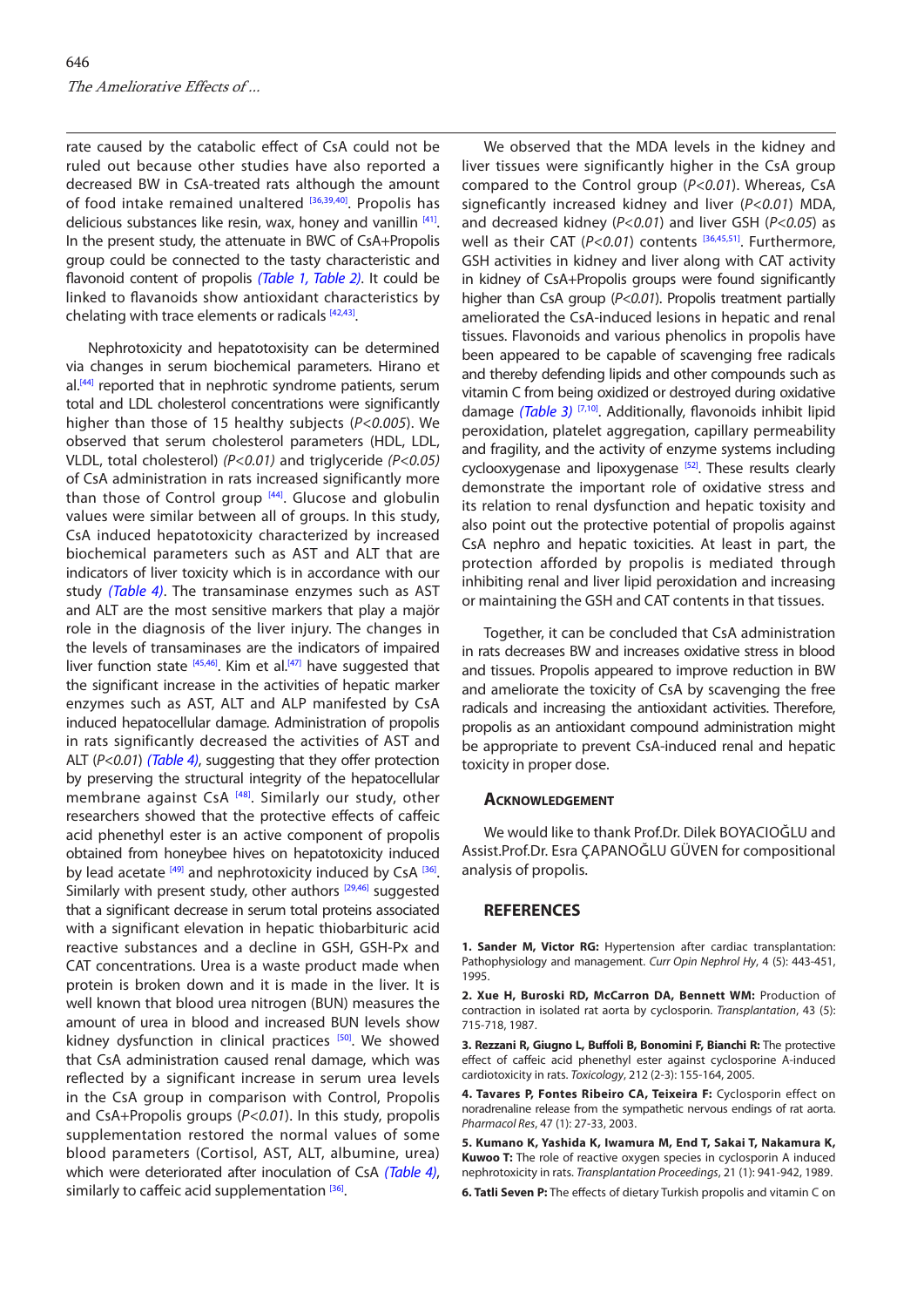rate caused by the catabolic effect of CsA could not be ruled out because other studies have also reported a decreased BW in CsA-treated rats although the amount of food intake remained unaltered [36,39,40]. Propolis has delicious substances like resin, wax, honey and vanillin [41]. In the present study, the attenuate in BWC of CsA+Propolis group could be connected to the tasty characteristic and flavonoid content of propolis *(Table 1, Table 2)*. It could be linked to flavanoids show antioxidant characteristics by chelating with trace elements or radicals [42,43].

Nephrotoxicity and hepatotoxisity can be determined via changes in serum biochemical parameters. Hirano et al.[44] reported that in nephrotic syndrome patients, serum total and LDL cholesterol concentrations were significantly higher than those of 15 healthy subjects ($P<0.005$). We observed that serum cholesterol parameters (HDL, LDL, VLDL, total cholesterol) ($P<0.01$) and triglyceride ($P<0.05$) of CsA administration in rats increased significantly more than those of Control group [44]. Glucose and globulin values were similar between all of groups. In this study, CsA induced hepatotoxicity characterized by increased biochemical parameters such as AST and ALT that are indicators of liver toxicity which is in accordance with our study *(Table 4)*. The transaminase enzymes such as AST and ALT are the most sensitive markers that play a majör role in the diagnosis of the liver injury. The changes in the levels of transaminases are the indicators of impaired liver function state [45,46]. Kim et al.[47] have suggested that the significant increase in the activities of hepatic marker enzymes such as AST, ALT and ALP manifested by CsA induced hepatocellular damage. Administration of propolis in rats significantly decreased the activities of AST and ALT ($P<0.01$) *(Table 4)*, suggesting that they offer protection by preserving the structural integrity of the hepatocellular membrane against CsA [48]. Similarly our study, other researchers showed that the protective effects of caffeic acid phenethyl ester is an active component of propolis obtained from honeybee hives on hepatotoxicity induced by lead acetate [49] and nephrotoxicity induced by CsA [36]. Similarly with present study, other authors [29,46] suggested that a significant decrease in serum total proteins associated with a significant elevation in hepatic thiobarbituric acid reactive substances and a decline in GSH, GSH-Px and CAT concentrations. Urea is a waste product made when protein is broken down and it is made in the liver. It is well known that blood urea nitrogen (BUN) measures the amount of urea in blood and increased BUN levels show kidney dysfunction in clinical practices [50]. We showed that CsA administration caused renal damage, which was reflected by a significant increase in serum urea levels in the CsA group in comparison with Control, Propolis and CsA+Propolis groups ($P<0.01$). In this study, propolis supplementation restored the normal values of some blood parameters (Cortisol, AST, ALT, albumine, urea) which were deteriorated after inoculation of CsA *(Table 4)*, similarly to caffeic acid supplementation [36].

We observed that the MDA levels in the kidney and liver tissues were significantly higher in the CsA group compared to the Control group ($P<0.01$). Whereas, CsA signeficantly increased kidney and liver ($P<0.01$) MDA, and decreased kidney ($P<0.01$) and liver GSH ($P<0.05$) as well as their CAT ($P<0.01$) contents [36,45,51]. Furthermore, GSH activities in kidney and liver along with CAT activity in kidney of CsA+Propolis groups were found significantly higher than CsA group ($P<0.01$). Propolis treatment partially ameliorated the CsA-induced lesions in hepatic and renal tissues. Flavonoids and various phenolics in propolis have been appeared to be capable of scavenging free radicals and thereby defending lipids and other compounds such as vitamin C from being oxidized or destroyed during oxidative damage *(Table 3)* [7,10]. Additionally, flavonoids inhibit lipid peroxidation, platelet aggregation, capillary permeability and fragility, and the activity of enzyme systems including cyclooxygenase and lipoxygenase [52]. These results clearly demonstrate the important role of oxidative stress and its relation to renal dysfunction and hepatic toxicity and also point out the protective potential of propolis against CsA nephro and hepatic toxicities. At least in part, the protection afforded by propolis is mediated through inhibiting renal and liver lipid peroxidation and increasing or maintaining the GSH and CAT contents in that tissues.

Together, it can be concluded that CsA administration in rats decreases BW and increases oxidative stress in blood and tissues. Propolis appeared to improve reduction in BW and ameliorate the toxicity of CsA by scavenging the free radicals and increasing the antioxidant activities. Therefore, propolis as an antioxidant compound administration might be appropriate to prevent CsA-induced renal and hepatic toxicity in proper dose.

## Acknowledgement

We would like to thank Prof.Dr. Dilek BOYACIOĞLU and Assist.Prof.Dr. Esra ÇAPANOĞLU GÜVEN for compositional analysis of propolis.

## REFERENCES

**1. Sander M, Victor RG:** Hypertension after cardiac transplantation: Pathophysiology and management. *Curr Opin Nephrol Hy*, 4 (5): 443-451, 1995.

**2. Xue H, Buroski RD, McCarron DA, Bennett WM:** Production of contraction in isolated rat aorta by cyclosporin. *Transplantation*, 43 (5): 715-718, 1987.

**3. Rezzani R, Giugno L, Buffoli B, Bonomini F, Bianchi R:** The protective effect of caffeic acid phenethyl ester against cyclosporine A-induced cardiotoxicity in rats. *Toxicology*, 212 (2-3): 155-164, 2005.

**4. Tavares P, Fontes Ribeiro CA, Teixeira F:** Cyclosporin effect on noradrenaline release from the sympathetic nervous endings of rat aorta. *Pharmacol Res*, 47 (1): 27-33, 2003.

**5. Kumano K, Yashida K, Iwamura M, End T, Sakai T, Nakamura K, Kuwoo T:** The role of reactive oxygen species in cyclosporin A induced nephrotoxicity in rats. *Transplantation Proceedings*, 21 (1): 941-942, 1989.

**6. Tatli Seven P:** The effects of dietary Turkish propolis and vitamin C on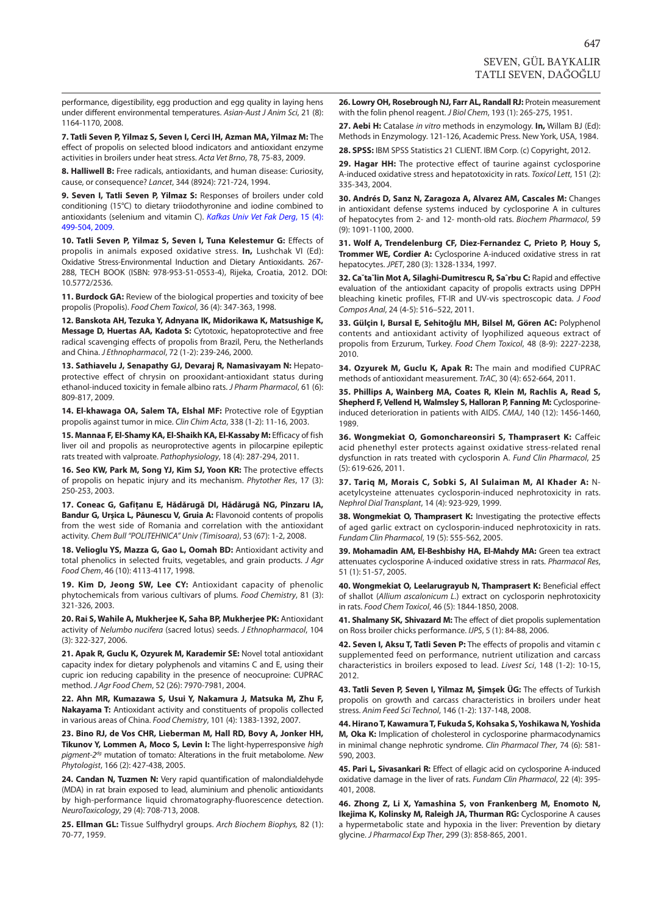performance, digestibility, egg production and egg quality in laying hens under different environmental temperatures. *Asian-Aust J Anim Sci*, 21 (8): 1164-1170, 2008.

**7. Tatli Seven P, Yilmaz S, Seven I, Cerci IH, Azman MA, Yilmaz M:** The effect of propolis on selected blood indicators and antioxidant enzyme activities in broilers under heat stress. *Acta Vet Brno*, 78, 75-83, 2009.

**8. Halliwell B:** Free radicals, antioxidants, and human disease: Curiosity, cause, or consequence? *Lancet*, 344 (8924): 721-724, 1994.

**9. Seven I, Tatli Seven P, Yilmaz S:** Responses of broilers under cold conditioning (15°C) to dietary triiodothyronine and iodine combined to antioxidants (selenium and vitamin C). *Kafkas Univ Vet Fak Derg*, 15 (4): 499-504, 2009.

**10. Tatli Seven P, Yilmaz S, Seven I, Tuna Kelestemur G:** Effects of propolis in animals exposed oxidative stress. **In,** Lushchak VI (Ed): Oxidative Stress-Environmental Induction and Dietary Antioxidants. 267-288, TECH BOOK (ISBN: 978-953-51-0553-4), Rijeka, Croatia, 2012. DOI: 10.5772/2536.

**11. Burdock GA:** Review of the biological properties and toxicity of bee propolis (Propolis). *Food Chem Toxicol*, 36 (4): 347-363, 1998.

**12. Banskota AH, Tezuka Y, Adnyana IK, Midorikawa K, Matsushige K, Message D, Huertas AA, Kadota S:** Cytotoxic, hepatoprotective and free radical scavenging effects of propolis from Brazil, Peru, the Netherlands and China. *J Ethnopharmacol*, 72 (1-2): 239-246, 2000.

**13. Sathiavelu J, Senapathy GJ, Devaraj R, Namasivayam N:** Hepatoprotective effect of chrysin on prooxidant-antioxidant status during ethanol-induced toxicity in female albino rats. *J Pharm Pharmacol*, 61 (6): 809-817, 2009.

**14. El-khawaga OA, Salem TA, Elshal MF:** Protective role of Egyptian propolis against tumor in mice. *Clin Chim Acta*, 338 (1-2): 11-16, 2003.

**15. Mannaa F, El-Shamy KA, El-Shaikh KA, El-Kassaby M:** Efficacy of fish liver oil and propolis as neuroprotective agents in pilocarpine epileptic rats treated with valproate. *Pathophysiology*, 18 (4): 287-294, 2011.

**16. Seo KW, Park M, Song YJ, Kim SJ, Yoon KR:** The protective effects of propolis on hepatic injury and its mechanism. *Phytother Res*, 17 (3): 250-253, 2003.

**17. Coneac G, Gafiţanu E, Hădărugă DI, Hădărugă NG, Pînzaru IA, Bandur G, Urşica L, Păunescu V, Gruia A:** Flavonoid contents of propolis from the west side of Romania and correlation with the antioxidant activity. *Chem Bull "POLITEHNICA" Univ (Timisoara)*, 53 (67): 1-2, 2008.

**18. Velioglu YS, Mazza G, Gao L, Oomah BD:** Antioxidant activity and total phenolics in selected fruits, vegetables, and grain products. *J Agr Food Chem*, 46 (10): 4113-4117, 1998.

**19. Kim D, Jeong SW, Lee CY:** Antioxidant capacity of phenolic phytochemicals from various cultivars of plums. *Food Chemistry*, 81 (3): 321-326, 2003.

**20. Rai S, Wahile A, Mukherjee K, Saha BP, Mukherjee PK:** Antioxidant activity of *Nelumbo nucifera* (sacred lotus) seeds. *J Ethnopharmacol*, 104 (3): 322-327, 2006.

**21. Apak R, Guclu K, Ozyurek M, Karademir SE:** Novel total antioxidant capacity index for dietary polyphenols and vitamins C and E, using their cupric ion reducing capability in the presence of neocuproine: CUPRAC method. *J Agr Food Chem*, 52 (26): 7970-7981, 2004.

**22. Ahn MR, Kumazawa S, Usui Y, Nakamura J, Matsuka M, Zhu F, Nakayama T:** Antioxidant activity and constituents of propolis collected in various areas of China. *Food Chemistry*, 101 (4): 1383-1392, 2007.

**23. Bino RJ, de Vos CHR, Lieberman M, Hall RD, Bovy A, Jonker HH, Tikunov Y, Lommen A, Moco S, Levin I:** The light-hyperresponsive *high pigment-2$^{dg}$* mutation of tomato: Alterations in the fruit metabolome. *New Phytologist*, 166 (2): 427-438, 2005.

**24. Candan N, Tuzmen N:** Very rapid quantification of malondialdehyde (MDA) in rat brain exposed to lead, aluminium and phenolic antioxidants by high-performance liquid chromatography-fluorescence detection. *NeuroToxicology*, 29 (4): 708-713, 2008.

**25. Ellman GL:** Tissue Sulfhydryl groups. *Arch Biochem Biophys,* 82 (1): 70-77, 1959.

**26. Lowry OH, Rosebrough NJ, Farr AL, Randall RJ:** Protein measurement with the folin phenol reagent. *J Biol Chem*, 193 (1): 265-275, 1951.

**27. Aebi H:** Catalase *in vitro* methods in enzymology. **In,** Willam BJ (Ed): Methods in Enzymology. 121-126, Academic Press. New York, USA, 1984.

**28. SPSS:** IBM SPSS Statistics 21 CLIENT. IBM Corp. (c) Copyright, 2012.

**29. Hagar HH:** The protective effect of taurine against cyclosporine A-induced oxidative stress and hepatotoxicity in rats. *Toxicol Lett*, 151 (2): 335-343, 2004.

**30. Andrés D, Sanz N, Zaragoza A, Alvarez AM, Cascales M:** Changes in antioxidant defense systems induced by cyclosporine A in cultures of hepatocytes from 2- and 12- month-old rats. *Biochem Pharmacol*, 59 (9): 1091-1100, 2000.

**31. Wolf A, Trendelenburg CF, Diez-Fernandez C, Prieto P, Houy S, Trommer WE, Cordier A:** Cyclosporine A-induced oxidative stress in rat hepatocytes. *JPET*, 280 (3): 1328-1334, 1997.

**32. Caˇtaˇlin Mot A, Silaghi-Dumitrescu R, Saˆrbu C:** Rapid and effective evaluation of the antioxidant capacity of propolis extracts using DPPH bleaching kinetic profiles, FT-IR and UV-vis spectroscopic data. *J Food Compos Anal*, 24 (4-5): 516–522, 2011.

**33. Gülçin I, Bursal E, Sehitoğlu MH, Bilsel M, Gören AC:** Polyphenol contents and antioxidant activity of lyophilized aqueous extract of propolis from Erzurum, Turkey. *Food Chem Toxicol*, 48 (8-9): 2227-2238, 2010.

**34. Ozyurek M, Guclu K, Apak R:** The main and modified CUPRAC methods of antioxidant measurement. *TrAC*, 30 (4): 652-664, 2011.

**35. Phillips A, Wainberg MA, Coates R, Klein M, Rachlis A, Read S, Shepherd F, Vellend H, Walmsley S, Halloran P, Fanning M:** Cyclosporine-induced deterioration in patients with AIDS. *CMAJ*, 140 (12): 1456-1460, 1989.

**36. Wongmekiat O, Gomonchareonsiri S, Thamprasert K:** Caffeic acid phenethyl ester protects against oxidative stress-related renal dysfunction in rats treated with cyclosporin A. *Fund Clin Pharmacol*, 25 (5): 619-626, 2011.

**37. Tariq M, Morais C, Sobki S, Al Sulaiman M, Al Khader A:** N-acetylcysteine attenuates cyclosporin-induced nephrotoxicity in rats. *Nephrol Dial Transplant*, 14 (4): 923-929, 1999.

**38. Wongmekiat O, Thamprasert K:** Investigating the protective effects of aged garlic extract on cyclosporin-induced nephrotoxicity in rats. *Fundam Clin Pharmacol*, 19 (5): 555-562, 2005.

**39. Mohamadin AM, El-Beshbishy HA, El-Mahdy MA:** Green tea extract attenuates cyclosporine A-induced oxidative stress in rats. *Pharmacol Res*, 51 (1): 51-57, 2005.

**40. Wongmekiat O, Leelarugrayub N, Thamprasert K:** Beneficial effect of shallot (*Allium ascalonicum L.*) extract on cyclosporin nephrotoxicity in rats. *Food Chem Toxicol*, 46 (5): 1844-1850, 2008.

**41. Shalmany SK, Shivazard M:** The effect of diet propolis suplementation on Ross broiler chicks performance. *IJPS*, 5 (1): 84-88, 2006.

**42. Seven I, Aksu T, Tatli Seven P:** The effects of propolis and vitamin c supplemented feed on performance, nutrient utilization and carcass characteristics in broilers exposed to lead. *Livest Sci*, 148 (1-2): 10-15, 2012.

**43. Tatli Seven P, Seven I, Yilmaz M, Şimşek ÜG:** The effects of Turkish propolis on growth and carcass characteristics in broilers under heat stress. *Anim Feed Sci Technol*, 146 (1-2): 137-148, 2008.

**44. Hirano T, Kawamura T, Fukuda S, Kohsaka S, Yoshikawa N, Yoshida M, Oka K:** Implication of cholesterol in cyclosporine pharmacodynamics in minimal change nephrotic syndrome. *Clin Pharmacol Ther*, 74 (6): 581-590, 2003.

**45. Pari L, Sivasankari R:** Effect of ellagic acid on cyclosporine A-induced oxidative damage in the liver of rats. *Fundam Clin Pharmacol*, 22 (4): 395-401, 2008.

**46. Zhong Z, Li X, Yamashina S, von Frankenberg M, Enomoto N, Ikejima K, Kolinsky M, Raleigh JA, Thurman RG:** Cyclosporine A causes a hypermetabolic state and hypoxia in the liver: Prevention by dietary glycine. *J Pharmacol Exp Ther*, 299 (3): 858-865, 2001.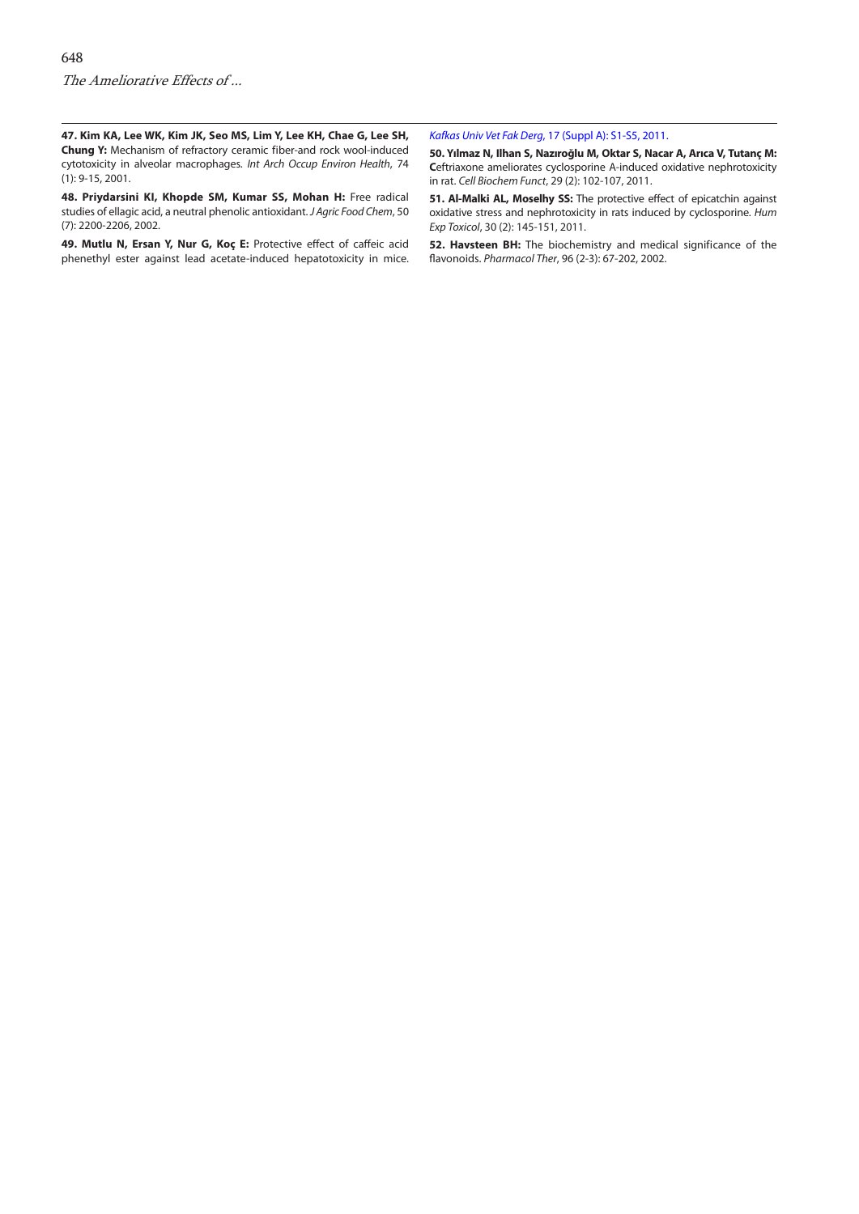**47. Kim KA, Lee WK, Kim JK, Seo MS, Lim Y, Lee KH, Chae G, Lee SH, Chung Y:** Mechanism of refractory ceramic fiber-and rock wool-induced cytotoxicity in alveolar macrophages. *Int Arch Occup Environ Health*, 74 (1): 9-15, 2001.

**48. Priydarsini KI, Khopde SM, Kumar SS, Mohan H:** Free radical studies of ellagic acid, a neutral phenolic antioxidant. *J Agric Food Chem*, 50 (7): 2200-2206, 2002.

**49. Mutlu N, Ersan Y, Nur G, Koç E:** Protective effect of caffeic acid phenethyl ester against lead acetate-induced hepatotoxicity in mice. *Kafkas Univ Vet Fak Derg*, 17 (Suppl A): S1-S5, 2011.

**50. Yılmaz N, Ilhan S, Nazıroğlu M, Oktar S, Nacar A, Arıca V, Tutanç M: C**eftriaxone ameliorates cyclosporine A-induced oxidative nephrotoxicity in rat. *Cell Biochem Funct*, 29 (2): 102-107, 2011.

**51. Al-Malki AL, Moselhy SS:** The protective effect of epicatchin against oxidative stress and nephrotoxicity in rats induced by cyclosporine. *Hum Exp Toxicol*, 30 (2): 145-151, 2011.

**52. Havsteen BH:** The biochemistry and medical significance of the flavonoids. *Pharmacol Ther*, 96 (2-3): 67-202, 2002.